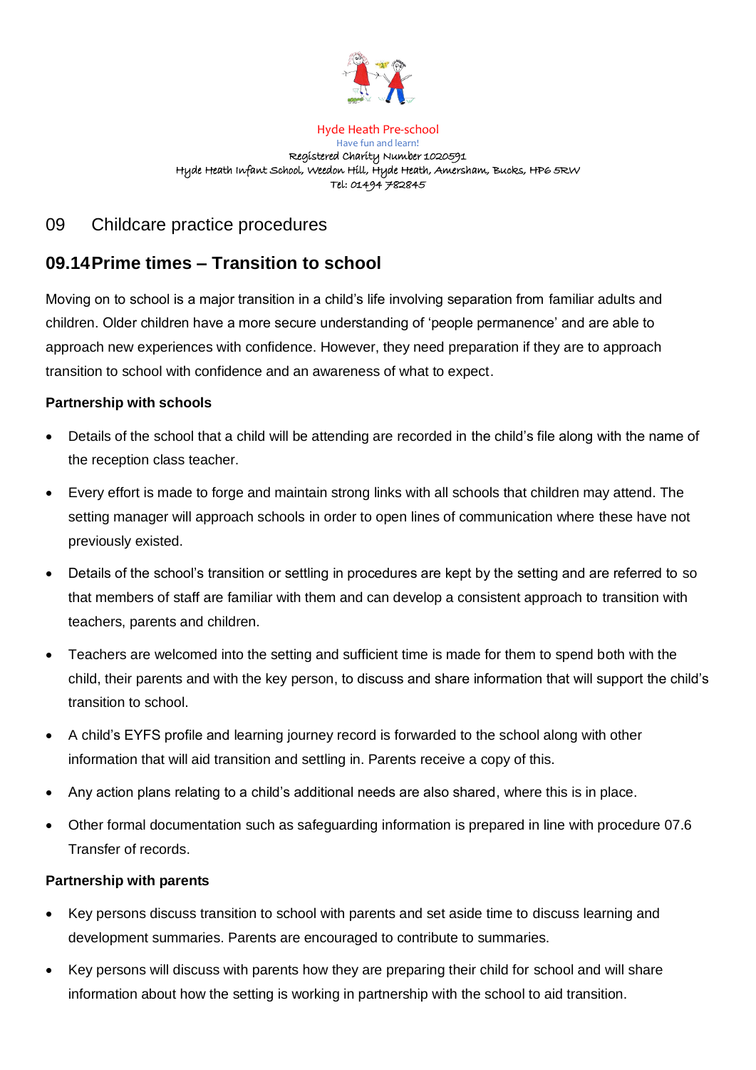Hyde Heath Pre-school

Have fun and learn!

Registered Charity Number 1020591

Hyde Heath Infant School, Weedon Hill, Hyde Heath, Amersham, Bucks, HP6 5RW

Tel: 01494 782845

# 09 Childcare practice procedures

## 09.14 Prime times – Transition to school

Moving on to school is a major transition in a child's life involving separation from familiar adults and children. Older children have a more secure understanding of 'people permanence' and are able to approach new experiences with confidence. However, they need preparation if they are to approach transition to school with confidence and an awareness of what to expect.

**Partnership with schools**

- Details of the school that a child will be attending are recorded in the child's file along with the name of the reception class teacher.
- Every effort is made to forge and maintain strong links with all schools that children may attend. The setting manager will approach schools in order to open lines of communication where these have not previously existed.
- Details of the school's transition or settling in procedures are kept by the setting and are referred to so that members of staff are familiar with them and can develop a consistent approach to transition with teachers, parents and children.
- Teachers are welcomed into the setting and sufficient time is made for them to spend both with the child, their parents and with the key person, to discuss and share information that will support the child's transition to school.
- A child's EYFS profile and learning journey record is forwarded to the school along with other information that will aid transition and settling in. Parents receive a copy of this.
- Any action plans relating to a child's additional needs are also shared, where this is in place.
- Other formal documentation such as safeguarding information is prepared in line with procedure 07.6 Transfer of records.

**Partnership with parents**

- Key persons discuss transition to school with parents and set aside time to discuss learning and development summaries. Parents are encouraged to contribute to summaries.
- Key persons will discuss with parents how they are preparing their child for school and will share information about how the setting is working in partnership with the school to aid transition.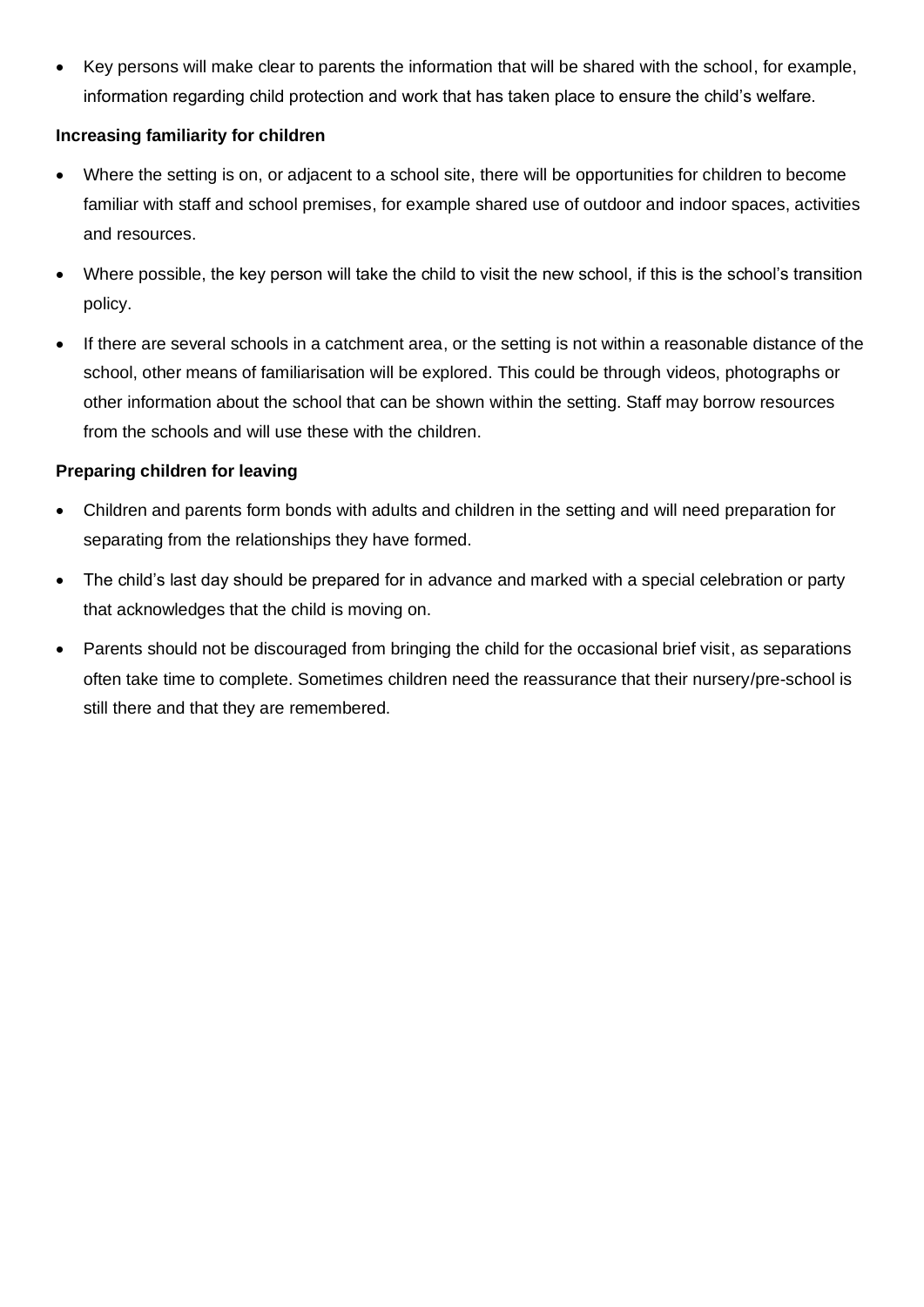- Key persons will make clear to parents the information that will be shared with the school, for example, information regarding child protection and work that has taken place to ensure the child's welfare.

**Increasing familiarity for children**

- Where the setting is on, or adjacent to a school site, there will be opportunities for children to become familiar with staff and school premises, for example shared use of outdoor and indoor spaces, activities and resources.
- Where possible, the key person will take the child to visit the new school, if this is the school's transition policy.
- If there are several schools in a catchment area, or the setting is not within a reasonable distance of the school, other means of familiarisation will be explored. This could be through videos, photographs or other information about the school that can be shown within the setting. Staff may borrow resources from the schools and will use these with the children.

**Preparing children for leaving**

- Children and parents form bonds with adults and children in the setting and will need preparation for separating from the relationships they have formed.
- The child's last day should be prepared for in advance and marked with a special celebration or party that acknowledges that the child is moving on.
- Parents should not be discouraged from bringing the child for the occasional brief visit, as separations often take time to complete. Sometimes children need the reassurance that their nursery/pre-school is still there and that they are remembered.